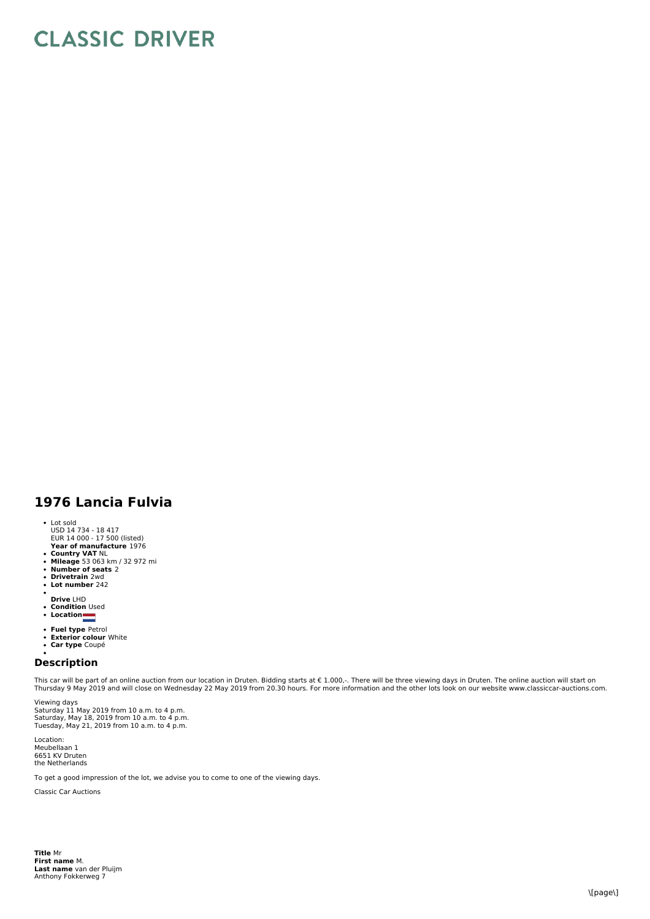# CLASSIC DRIVER

## 1976 Lancia Fulvia

- Lot sold
  USD 14 734 - 18 417
  EUR 14 000 - 17 500 (listed)
  **Year of manufacture** 1976
- **Country VAT** NL
- **Mileage** 53 063 km / 32 972 mi
- **Number of seats** 2
- **Drivetrain** 2wd
- **Lot number** 242
- 
  **Drive** LHD
- **Condition** Used
- **Location**
- **Fuel type** Petrol
- **Exterior colour** White
- **Car type** Coupé
- 

## Description

This car will be part of an online auction from our location in Druten. Bidding starts at € 1.000,-. There will be three viewing days in Druten. The online auction will start on Thursday 9 May 2019 and will close on Wednesday 22 May 2019 from 20.30 hours. For more information and the other lots look on our website www.classiccar-auctions.com.

Viewing days
Saturday 11 May 2019 from 10 a.m. to 4 p.m.
Saturday, May 18, 2019 from 10 a.m. to 4 p.m.
Tuesday, May 21, 2019 from 10 a.m. to 4 p.m.

Location:
Meubellaan 1
6651 KV Druten
the Netherlands

To get a good impression of the lot, we advise you to come to one of the viewing days.

Classic Car Auctions

**Title** Mr
**First name** M.
**Last name** van der Pluijm
Anthony Fokkerweg 7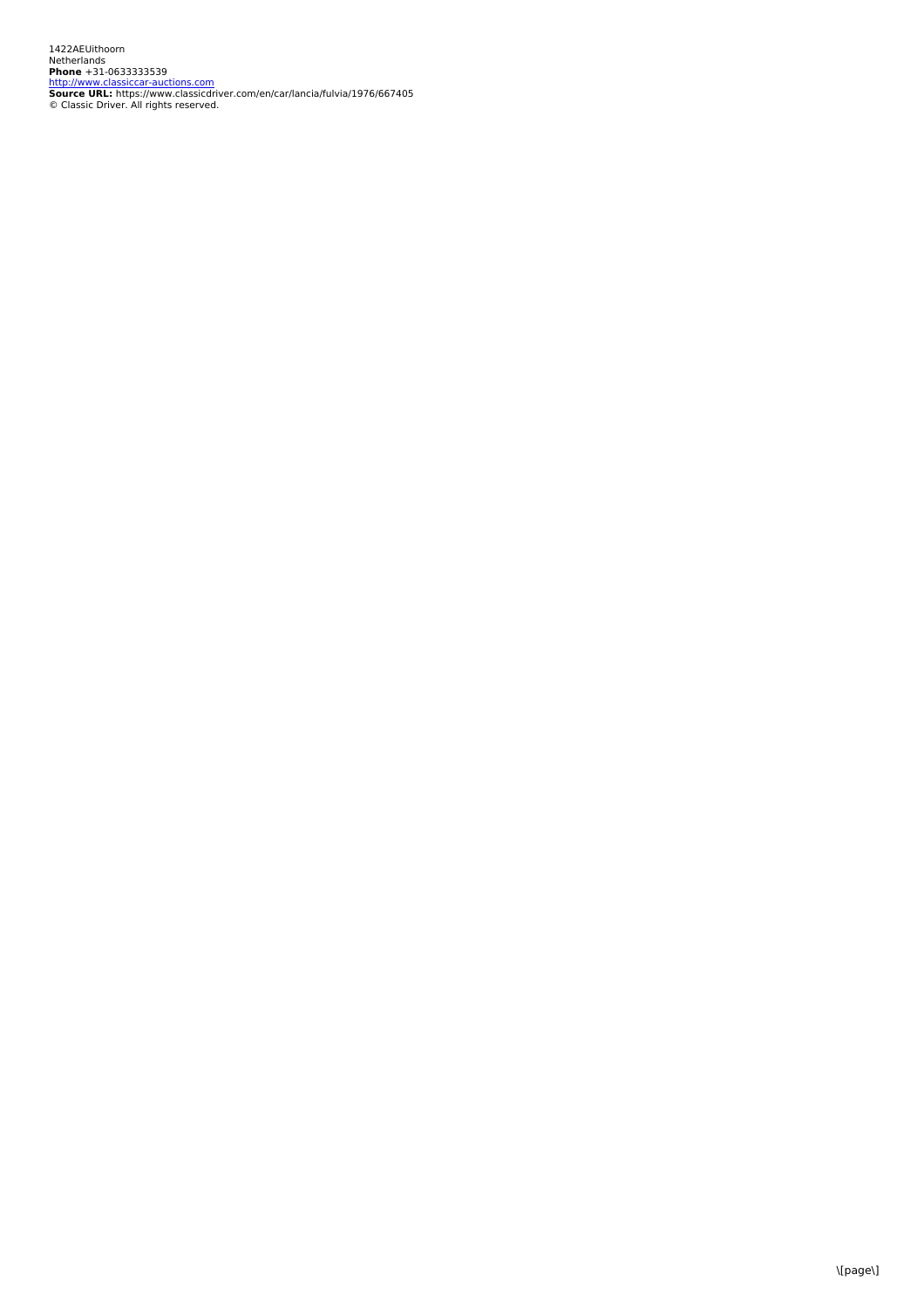1422AEUithoorn
Netherlands
**Phone** +31-0633333539
[http://www.classiccar-auctions.com](http://www.classiccar-auctions.com)
**Source URL:** https://www.classicdriver.com/en/car/lancia/fulvia/1976/667405
© Classic Driver. All rights reserved.